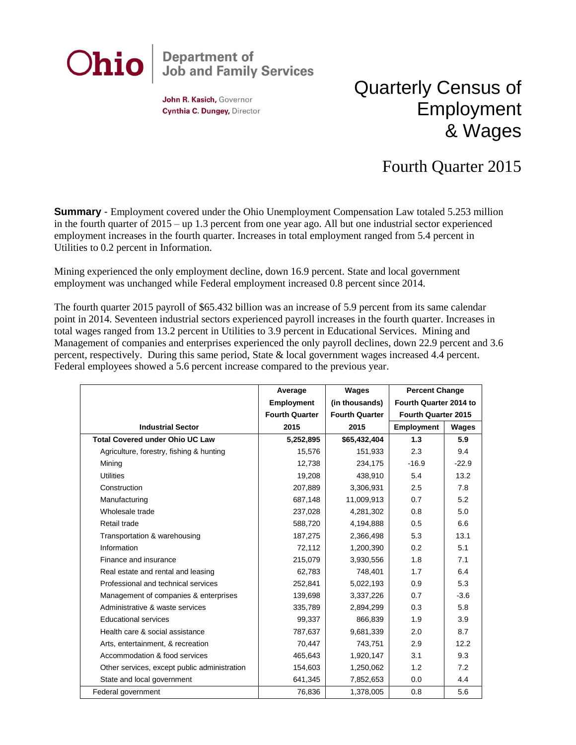**Ohio** | Department of Job and Family Services

**John R. Kasich,** Governor
**Cynthia C. Dungey,** Director

# Quarterly Census of Employment & Wages

## Fourth Quarter 2015

**Summary** - Employment covered under the Ohio Unemployment Compensation Law totaled 5.253 million in the fourth quarter of 2015 – up 1.3 percent from one year ago. All but one industrial sector experienced employment increases in the fourth quarter. Increases in total employment ranged from 5.4 percent in Utilities to 0.2 percent in Information.

Mining experienced the only employment decline, down 16.9 percent. State and local government employment was unchanged while Federal employment increased 0.8 percent since 2014.

The fourth quarter 2015 payroll of $65.432 billion was an increase of 5.9 percent from its same calendar point in 2014. Seventeen industrial sectors experienced payroll increases in the fourth quarter. Increases in total wages ranged from 13.2 percent in Utilities to 3.9 percent in Educational Services. Mining and Management of companies and enterprises experienced the only payroll declines, down 22.9 percent and 3.6 percent, respectively. During this same period, State & local government wages increased 4.4 percent. Federal employees showed a 5.6 percent increase compared to the previous year.

| Industrial Sector | Average Employment Fourth Quarter 2015 | Wages (in thousands) Fourth Quarter 2015 | Percent Change Fourth Quarter 2014 to Fourth Quarter 2015 | |
|---|---|---|---|---|
| | | | Employment | Wages |
| **Total Covered under Ohio UC Law** | **5,252,895** | **$65,432,404** | **1.3** | **5.9** |
| Agriculture, forestry, fishing & hunting | 15,576 | 151,933 | 2.3 | 9.4 |
| Mining | 12,738 | 234,175 | -16.9 | -22.9 |
| Utilities | 19,208 | 438,910 | 5.4 | 13.2 |
| Construction | 207,889 | 3,306,931 | 2.5 | 7.8 |
| Manufacturing | 687,148 | 11,009,913 | 0.7 | 5.2 |
| Wholesale trade | 237,028 | 4,281,302 | 0.8 | 5.0 |
| Retail trade | 588,720 | 4,194,888 | 0.5 | 6.6 |
| Transportation & warehousing | 187,275 | 2,366,498 | 5.3 | 13.1 |
| Information | 72,112 | 1,200,390 | 0.2 | 5.1 |
| Finance and insurance | 215,079 | 3,930,556 | 1.8 | 7.1 |
| Real estate and rental and leasing | 62,783 | 748,401 | 1.7 | 6.4 |
| Professional and technical services | 252,841 | 5,022,193 | 0.9 | 5.3 |
| Management of companies & enterprises | 139,698 | 3,337,226 | 0.7 | -3.6 |
| Administrative & waste services | 335,789 | 2,894,299 | 0.3 | 5.8 |
| Educational services | 99,337 | 866,839 | 1.9 | 3.9 |
| Health care & social assistance | 787,637 | 9,681,339 | 2.0 | 8.7 |
| Arts, entertainment, & recreation | 70,447 | 743,751 | 2.9 | 12.2 |
| Accommodation & food services | 465,643 | 1,920,147 | 3.1 | 9.3 |
| Other services, except public administration | 154,603 | 1,250,062 | 1.2 | 7.2 |
| State and local government | 641,345 | 7,852,653 | 0.0 | 4.4 |
| Federal government | 76,836 | 1,378,005 | 0.8 | 5.6 |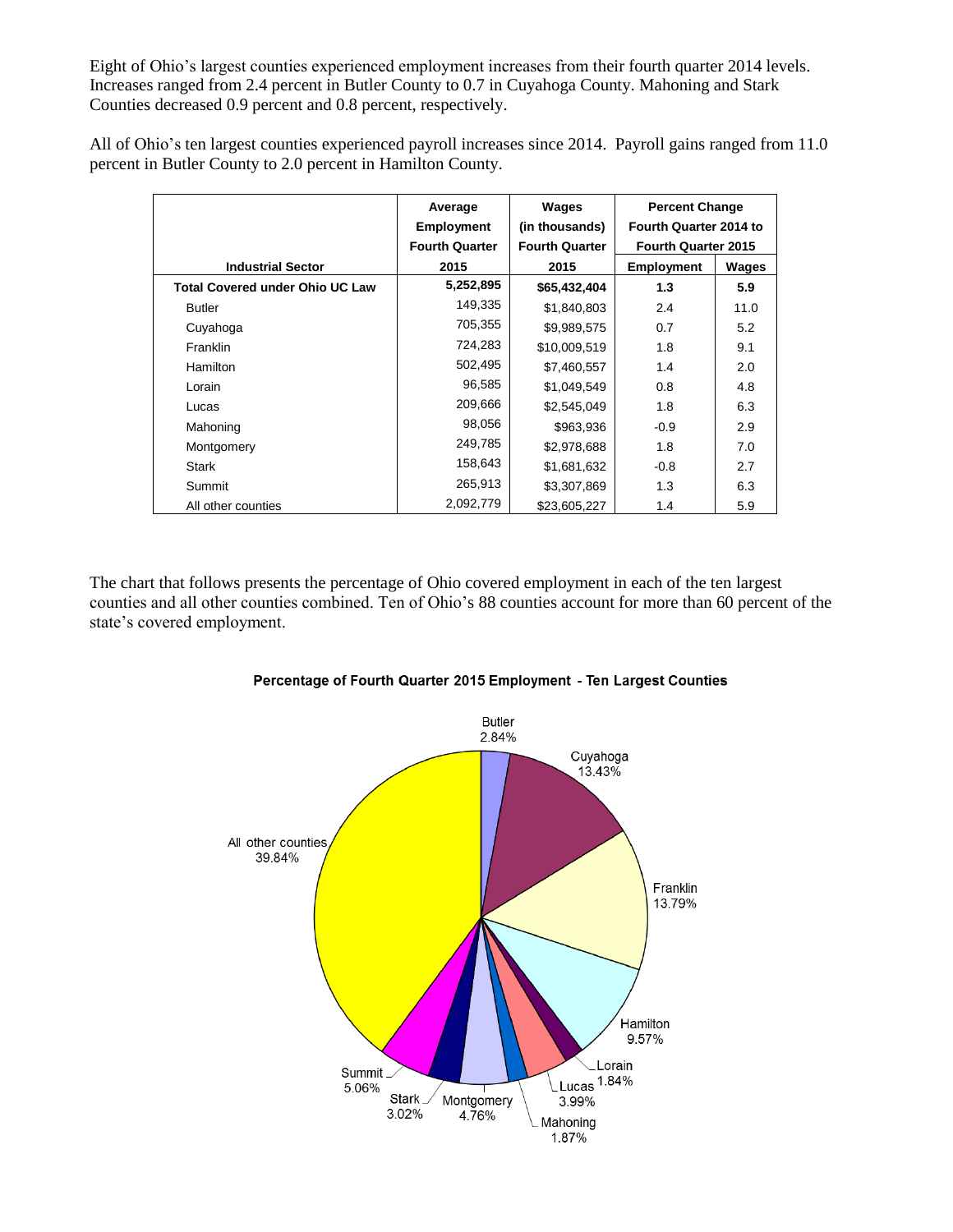Eight of Ohio's largest counties experienced employment increases from their fourth quarter 2014 levels. Increases ranged from 2.4 percent in Butler County to 0.7 in Cuyahoga County. Mahoning and Stark Counties decreased 0.9 percent and 0.8 percent, respectively.

All of Ohio's ten largest counties experienced payroll increases since 2014. Payroll gains ranged from 11.0 percent in Butler County to 2.0 percent in Hamilton County.

| Industrial Sector | Average Employment Fourth Quarter 2015 | Wages (in thousands) Fourth Quarter 2015 | Percent Change Fourth Quarter 2014 to Fourth Quarter 2015 | |
|---|---|---|---|---|
| | | | Employment | Wages |
| **Total Covered under Ohio UC Law** | **5,252,895** | **$65,432,404** | **1.3** | **5.9** |
| Butler | 149,335 | $1,840,803 | 2.4 | 11.0 |
| Cuyahoga | 705,355 | $9,989,575 | 0.7 | 5.2 |
| Franklin | 724,283 | $10,009,519 | 1.8 | 9.1 |
| Hamilton | 502,495 | $7,460,557 | 1.4 | 2.0 |
| Lorain | 96,585 | $1,049,549 | 0.8 | 4.8 |
| Lucas | 209,666 | $2,545,049 | 1.8 | 6.3 |
| Mahoning | 98,056 | $963,936 | -0.9 | 2.9 |
| Montgomery | 249,785 | $2,978,688 | 1.8 | 7.0 |
| Stark | 158,643 | $1,681,632 | -0.8 | 2.7 |
| Summit | 265,913 | $3,307,869 | 1.3 | 6.3 |
| All other counties | 2,092,779 | $23,605,227 | 1.4 | 5.9 |

The chart that follows presents the percentage of Ohio covered employment in each of the ten largest counties and all other counties combined. Ten of Ohio's 88 counties account for more than 60 percent of the state's covered employment.

**Percentage of Fourth Quarter 2015 Employment - Ten Largest Counties**

Butler 2.84%, Cuyahoga 13.43%, Franklin 13.79%, Hamilton 9.57%, Lorain 1.84%, Lucas 3.99%, Mahoning 1.87%, Montgomery 4.76%, Stark 3.02%, Summit 5.06%, All other counties 39.84%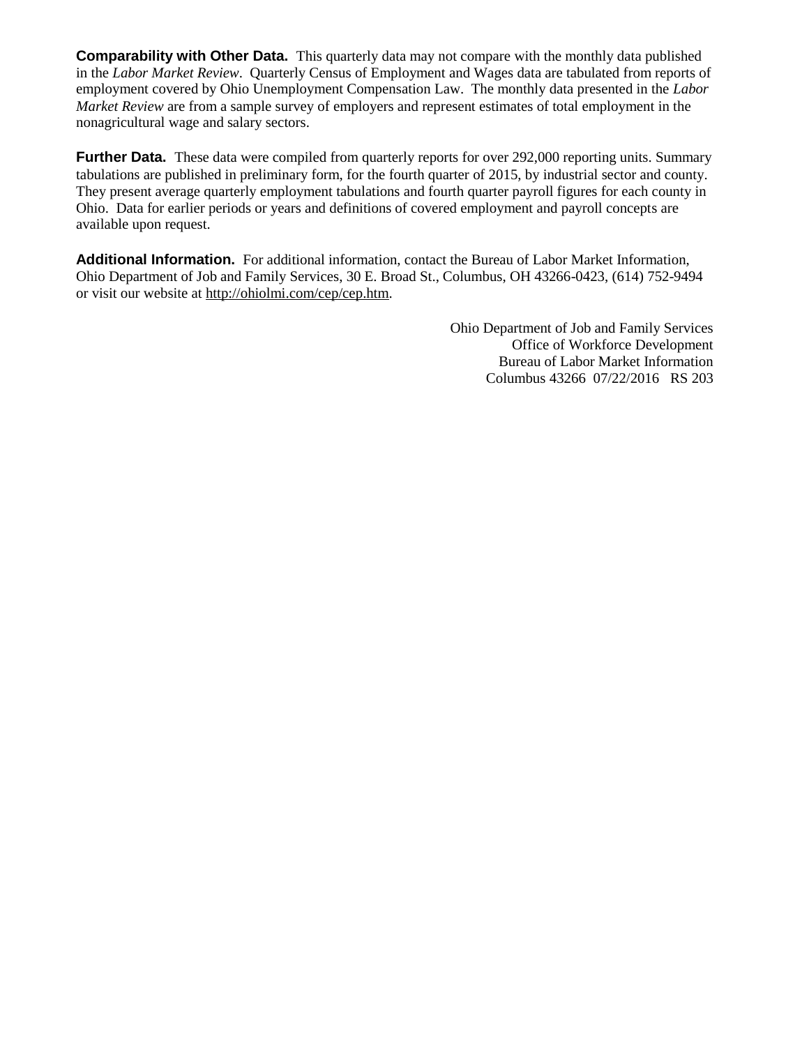**Comparability with Other Data.** This quarterly data may not compare with the monthly data published in the *Labor Market Review*. Quarterly Census of Employment and Wages data are tabulated from reports of employment covered by Ohio Unemployment Compensation Law. The monthly data presented in the *Labor Market Review* are from a sample survey of employers and represent estimates of total employment in the nonagricultural wage and salary sectors.

**Further Data.** These data were compiled from quarterly reports for over 292,000 reporting units. Summary tabulations are published in preliminary form, for the fourth quarter of 2015, by industrial sector and county. They present average quarterly employment tabulations and fourth quarter payroll figures for each county in Ohio. Data for earlier periods or years and definitions of covered employment and payroll concepts are available upon request.

**Additional Information.** For additional information, contact the Bureau of Labor Market Information, Ohio Department of Job and Family Services, 30 E. Broad St., Columbus, OH 43266-0423, (614) 752-9494 or visit our website at http://ohiolmi.com/cep/cep.htm.

Ohio Department of Job and Family Services
Office of Workforce Development
Bureau of Labor Market Information
Columbus 43266 07/22/2016 RS 203